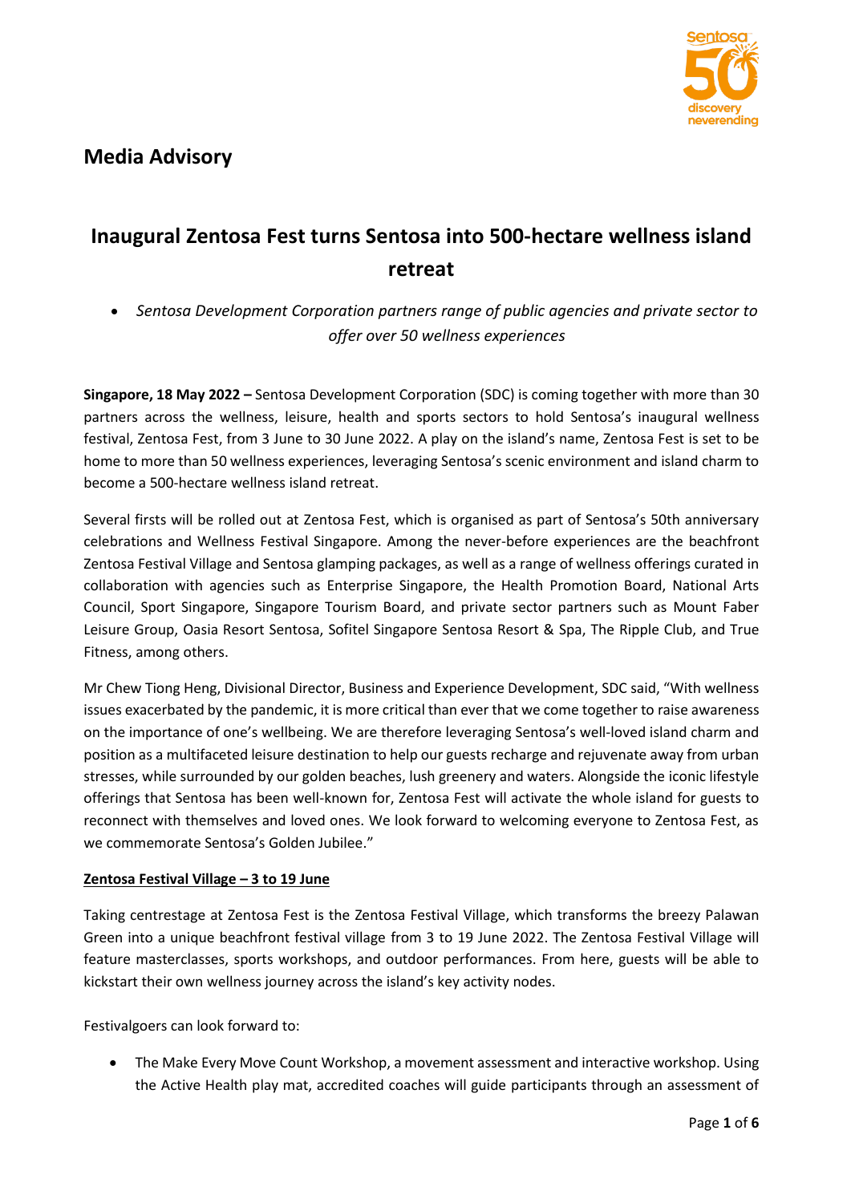# Media Advisory

## Inaugural Zentosa Fest turns Sentosa into 500-hectare wellness island retreat

- *Sentosa Development Corporation partners range of public agencies and private sector to offer over 50 wellness experiences*

**Singapore, 18 May 2022 –** Sentosa Development Corporation (SDC) is coming together with more than 30 partners across the wellness, leisure, health and sports sectors to hold Sentosa's inaugural wellness festival, Zentosa Fest, from 3 June to 30 June 2022. A play on the island's name, Zentosa Fest is set to be home to more than 50 wellness experiences, leveraging Sentosa's scenic environment and island charm to become a 500-hectare wellness island retreat.

Several firsts will be rolled out at Zentosa Fest, which is organised as part of Sentosa's 50th anniversary celebrations and Wellness Festival Singapore. Among the never-before experiences are the beachfront Zentosa Festival Village and Sentosa glamping packages, as well as a range of wellness offerings curated in collaboration with agencies such as Enterprise Singapore, the Health Promotion Board, National Arts Council, Sport Singapore, Singapore Tourism Board, and private sector partners such as Mount Faber Leisure Group, Oasia Resort Sentosa, Sofitel Singapore Sentosa Resort & Spa, The Ripple Club, and True Fitness, among others.

Mr Chew Tiong Heng, Divisional Director, Business and Experience Development, SDC said, "With wellness issues exacerbated by the pandemic, it is more critical than ever that we come together to raise awareness on the importance of one's wellbeing. We are therefore leveraging Sentosa's well-loved island charm and position as a multifaceted leisure destination to help our guests recharge and rejuvenate away from urban stresses, while surrounded by our golden beaches, lush greenery and waters. Alongside the iconic lifestyle offerings that Sentosa has been well-known for, Zentosa Fest will activate the whole island for guests to reconnect with themselves and loved ones. We look forward to welcoming everyone to Zentosa Fest, as we commemorate Sentosa's Golden Jubilee."

**Zentosa Festival Village – 3 to 19 June**

Taking centrestage at Zentosa Fest is the Zentosa Festival Village, which transforms the breezy Palawan Green into a unique beachfront festival village from 3 to 19 June 2022. The Zentosa Festival Village will feature masterclasses, sports workshops, and outdoor performances. From here, guests will be able to kickstart their own wellness journey across the island's key activity nodes.

Festivalgoers can look forward to:

- The Make Every Move Count Workshop, a movement assessment and interactive workshop. Using the Active Health play mat, accredited coaches will guide participants through an assessment of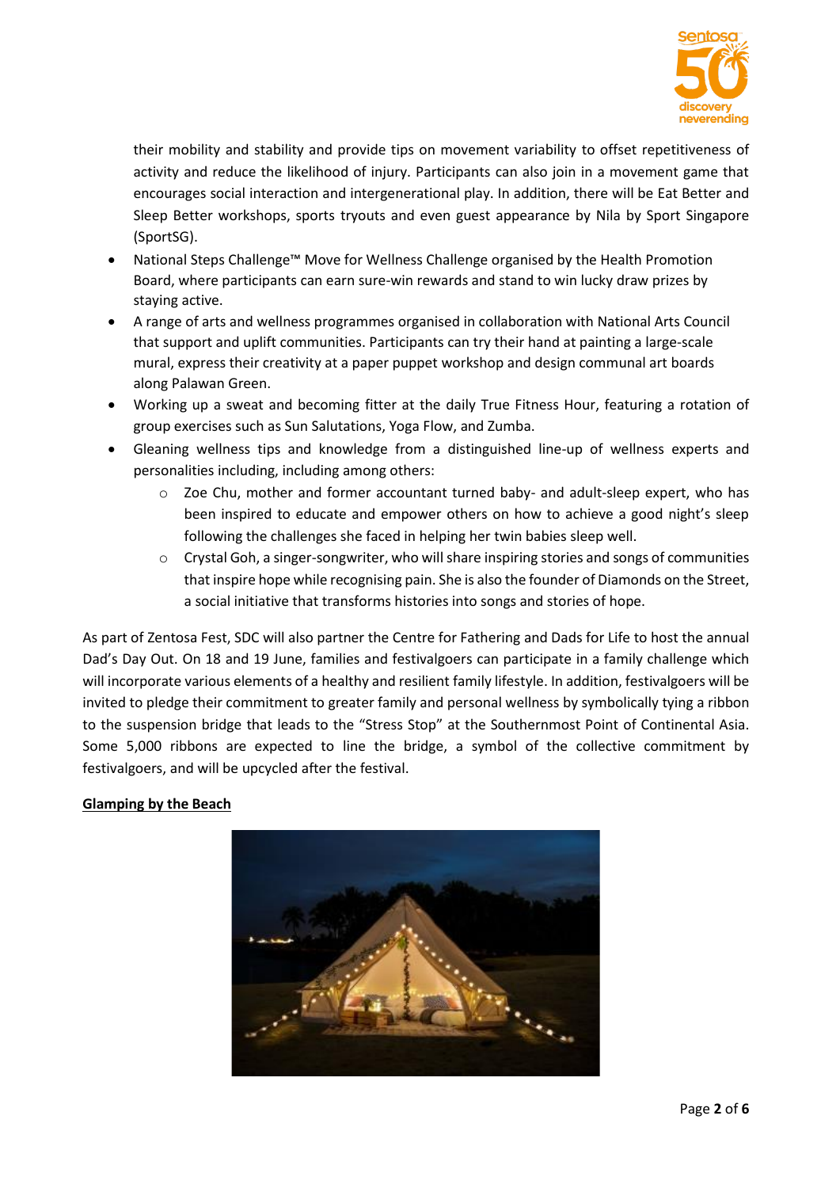their mobility and stability and provide tips on movement variability to offset repetitiveness of activity and reduce the likelihood of injury. Participants can also join in a movement game that encourages social interaction and intergenerational play. In addition, there will be Eat Better and Sleep Better workshops, sports tryouts and even guest appearance by Nila by Sport Singapore (SportSG).

- National Steps Challenge™ Move for Wellness Challenge organised by the Health Promotion Board, where participants can earn sure-win rewards and stand to win lucky draw prizes by staying active.
- A range of arts and wellness programmes organised in collaboration with National Arts Council that support and uplift communities. Participants can try their hand at painting a large-scale mural, express their creativity at a paper puppet workshop and design communal art boards along Palawan Green.
- Working up a sweat and becoming fitter at the daily True Fitness Hour, featuring a rotation of group exercises such as Sun Salutations, Yoga Flow, and Zumba.
- Gleaning wellness tips and knowledge from a distinguished line-up of wellness experts and personalities including, including among others:
    - Zoe Chu, mother and former accountant turned baby- and adult-sleep expert, who has been inspired to educate and empower others on how to achieve a good night's sleep following the challenges she faced in helping her twin babies sleep well.
    - Crystal Goh, a singer-songwriter, who will share inspiring stories and songs of communities that inspire hope while recognising pain. She is also the founder of Diamonds on the Street, a social initiative that transforms histories into songs and stories of hope.

As part of Zentosa Fest, SDC will also partner the Centre for Fathering and Dads for Life to host the annual Dad's Day Out. On 18 and 19 June, families and festivalgoers can participate in a family challenge which will incorporate various elements of a healthy and resilient family lifestyle. In addition, festivalgoers will be invited to pledge their commitment to greater family and personal wellness by symbolically tying a ribbon to the suspension bridge that leads to the "Stress Stop" at the Southernmost Point of Continental Asia. Some 5,000 ribbons are expected to line the bridge, a symbol of the collective commitment by festivalgoers, and will be upcycled after the festival.

**Glamping by the Beach**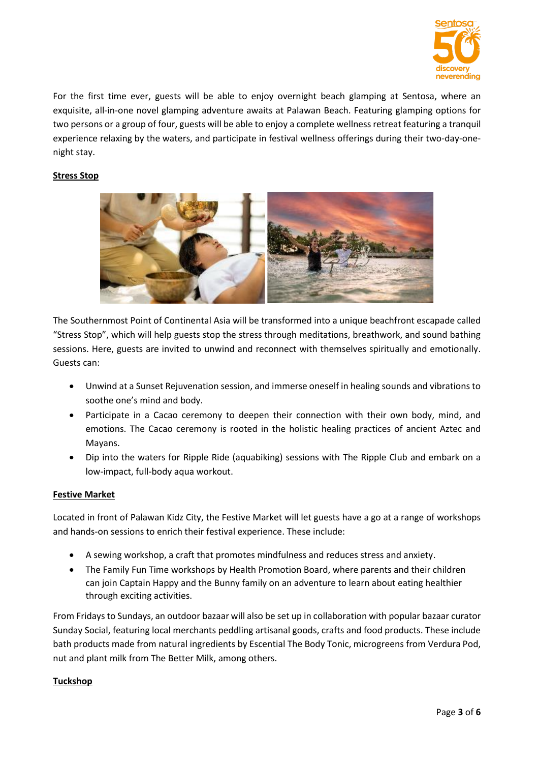For the first time ever, guests will be able to enjoy overnight beach glamping at Sentosa, where an exquisite, all-in-one novel glamping adventure awaits at Palawan Beach. Featuring glamping options for two persons or a group of four, guests will be able to enjoy a complete wellness retreat featuring a tranquil experience relaxing by the waters, and participate in festival wellness offerings during their two-day-one-night stay.

**Stress Stop**

The Southernmost Point of Continental Asia will be transformed into a unique beachfront escapade called "Stress Stop", which will help guests stop the stress through meditations, breathwork, and sound bathing sessions. Here, guests are invited to unwind and reconnect with themselves spiritually and emotionally. Guests can:

- Unwind at a Sunset Rejuvenation session, and immerse oneself in healing sounds and vibrations to soothe one's mind and body.
- Participate in a Cacao ceremony to deepen their connection with their own body, mind, and emotions. The Cacao ceremony is rooted in the holistic healing practices of ancient Aztec and Mayans.
- Dip into the waters for Ripple Ride (aquabiking) sessions with The Ripple Club and embark on a low-impact, full-body aqua workout.

**Festive Market**

Located in front of Palawan Kidz City, the Festive Market will let guests have a go at a range of workshops and hands-on sessions to enrich their festival experience. These include:

- A sewing workshop, a craft that promotes mindfulness and reduces stress and anxiety.
- The Family Fun Time workshops by Health Promotion Board, where parents and their children can join Captain Happy and the Bunny family on an adventure to learn about eating healthier through exciting activities.

From Fridays to Sundays, an outdoor bazaar will also be set up in collaboration with popular bazaar curator Sunday Social, featuring local merchants peddling artisanal goods, crafts and food products. These include bath products made from natural ingredients by Escential The Body Tonic, microgreens from Verdura Pod, nut and plant milk from The Better Milk, among others.

**Tuckshop**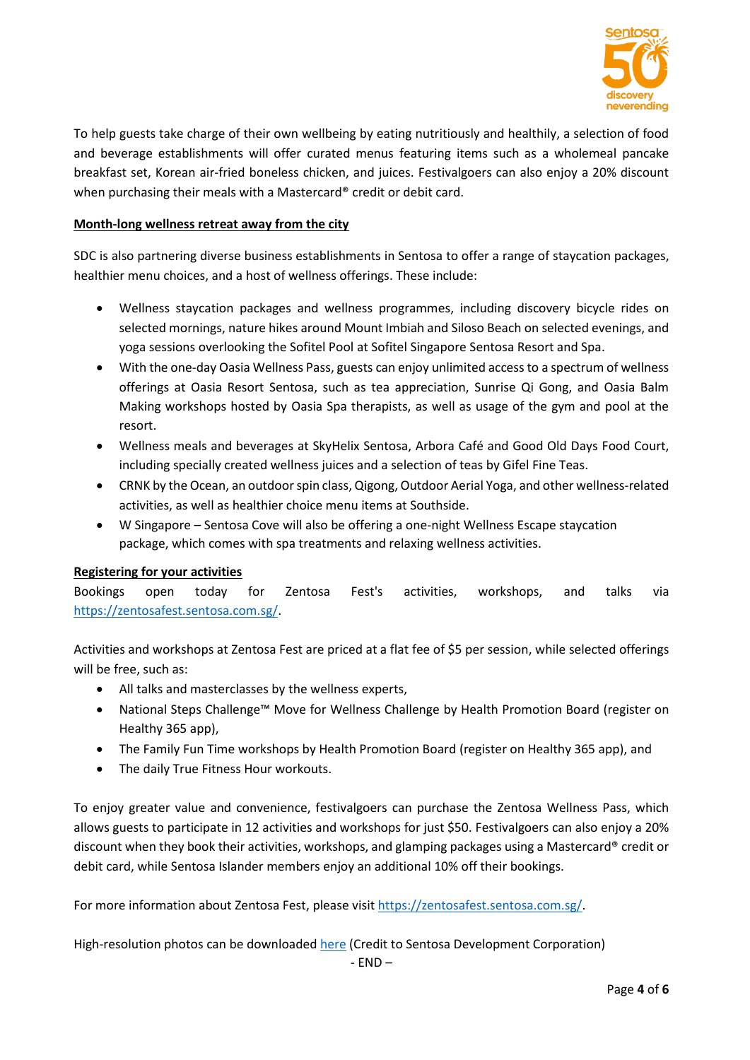To help guests take charge of their own wellbeing by eating nutritiously and healthily, a selection of food and beverage establishments will offer curated menus featuring items such as a wholemeal pancake breakfast set, Korean air-fried boneless chicken, and juices. Festivalgoers can also enjoy a 20% discount when purchasing their meals with a Mastercard® credit or debit card.

**Month-long wellness retreat away from the city**

SDC is also partnering diverse business establishments in Sentosa to offer a range of staycation packages, healthier menu choices, and a host of wellness offerings. These include:

- Wellness staycation packages and wellness programmes, including discovery bicycle rides on selected mornings, nature hikes around Mount Imbiah and Siloso Beach on selected evenings, and yoga sessions overlooking the Sofitel Pool at Sofitel Singapore Sentosa Resort and Spa.
- With the one-day Oasia Wellness Pass, guests can enjoy unlimited access to a spectrum of wellness offerings at Oasia Resort Sentosa, such as tea appreciation, Sunrise Qi Gong, and Oasia Balm Making workshops hosted by Oasia Spa therapists, as well as usage of the gym and pool at the resort.
- Wellness meals and beverages at SkyHelix Sentosa, Arbora Café and Good Old Days Food Court, including specially created wellness juices and a selection of teas by Gifel Fine Teas.
- CRNK by the Ocean, an outdoor spin class, Qigong, Outdoor Aerial Yoga, and other wellness-related activities, as well as healthier choice menu items at Southside.
- W Singapore – Sentosa Cove will also be offering a one-night Wellness Escape staycation package, which comes with spa treatments and relaxing wellness activities.

**Registering for your activities**

Bookings open today for Zentosa Fest's activities, workshops, and talks via https://zentosafest.sentosa.com.sg/.

Activities and workshops at Zentosa Fest are priced at a flat fee of $5 per session, while selected offerings will be free, such as:

- All talks and masterclasses by the wellness experts,
- National Steps Challenge™ Move for Wellness Challenge by Health Promotion Board (register on Healthy 365 app),
- The Family Fun Time workshops by Health Promotion Board (register on Healthy 365 app), and
- The daily True Fitness Hour workouts.

To enjoy greater value and convenience, festivalgoers can purchase the Zentosa Wellness Pass, which allows guests to participate in 12 activities and workshops for just $50. Festivalgoers can also enjoy a 20% discount when they book their activities, workshops, and glamping packages using a Mastercard® credit or debit card, while Sentosa Islander members enjoy an additional 10% off their bookings.

For more information about Zentosa Fest, please visit https://zentosafest.sentosa.com.sg/.

High-resolution photos can be downloaded here (Credit to Sentosa Development Corporation)

- END –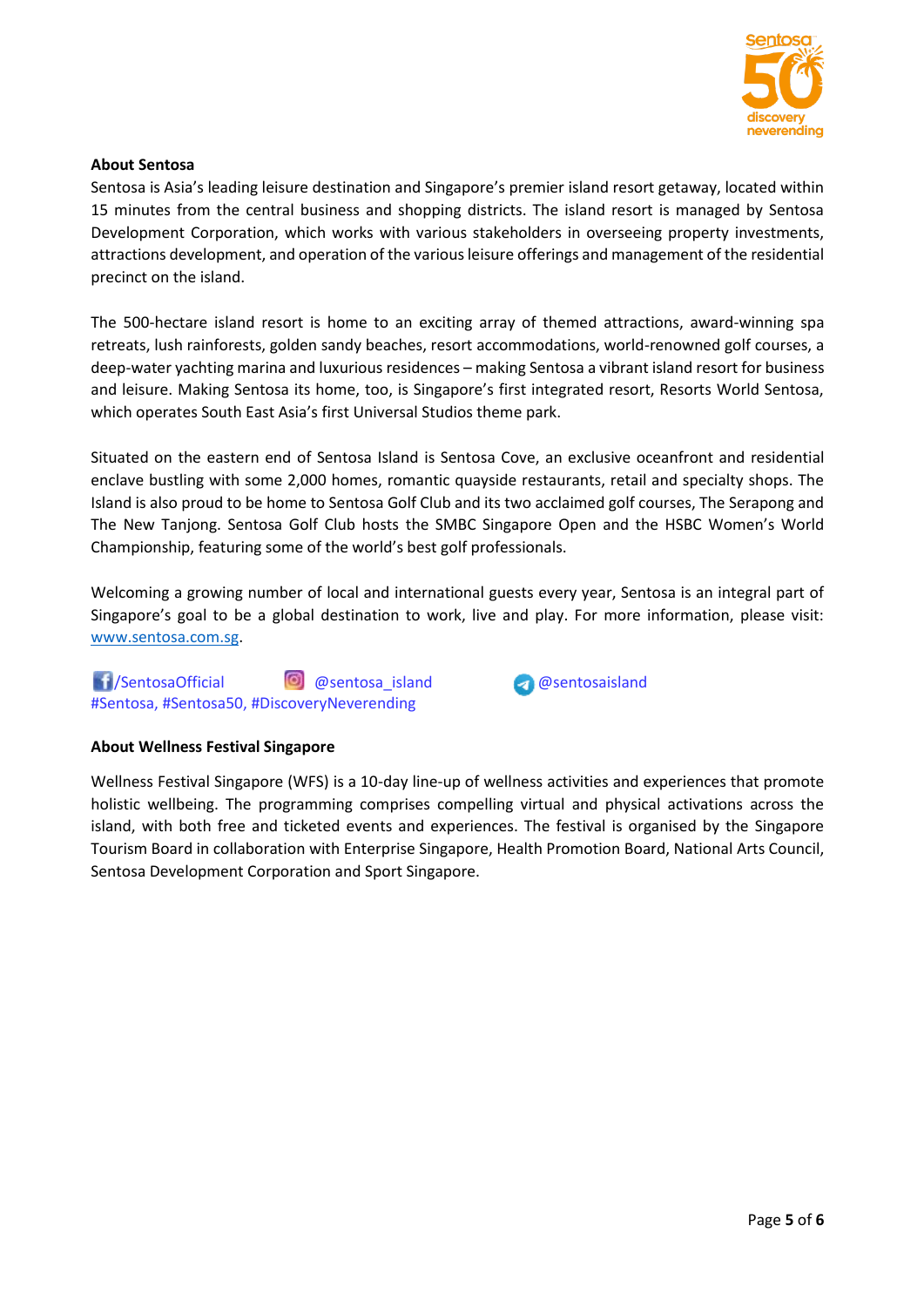**About Sentosa**

Sentosa is Asia's leading leisure destination and Singapore's premier island resort getaway, located within 15 minutes from the central business and shopping districts. The island resort is managed by Sentosa Development Corporation, which works with various stakeholders in overseeing property investments, attractions development, and operation of the various leisure offerings and management of the residential precinct on the island.

The 500-hectare island resort is home to an exciting array of themed attractions, award-winning spa retreats, lush rainforests, golden sandy beaches, resort accommodations, world-renowned golf courses, a deep-water yachting marina and luxurious residences – making Sentosa a vibrant island resort for business and leisure. Making Sentosa its home, too, is Singapore's first integrated resort, Resorts World Sentosa, which operates South East Asia's first Universal Studios theme park.

Situated on the eastern end of Sentosa Island is Sentosa Cove, an exclusive oceanfront and residential enclave bustling with some 2,000 homes, romantic quayside restaurants, retail and specialty shops. The Island is also proud to be home to Sentosa Golf Club and its two acclaimed golf courses, The Serapong and The New Tanjong. Sentosa Golf Club hosts the SMBC Singapore Open and the HSBC Women's World Championship, featuring some of the world's best golf professionals.

Welcoming a growing number of local and international guests every year, Sentosa is an integral part of Singapore's goal to be a global destination to work, live and play. For more information, please visit: www.sentosa.com.sg.

/SentosaOfficial @sentosa_island @sentosaisland
#Sentosa, #Sentosa50, #DiscoveryNeverending

**About Wellness Festival Singapore**

Wellness Festival Singapore (WFS) is a 10-day line-up of wellness activities and experiences that promote holistic wellbeing. The programming comprises compelling virtual and physical activations across the island, with both free and ticketed events and experiences. The festival is organised by the Singapore Tourism Board in collaboration with Enterprise Singapore, Health Promotion Board, National Arts Council, Sentosa Development Corporation and Sport Singapore.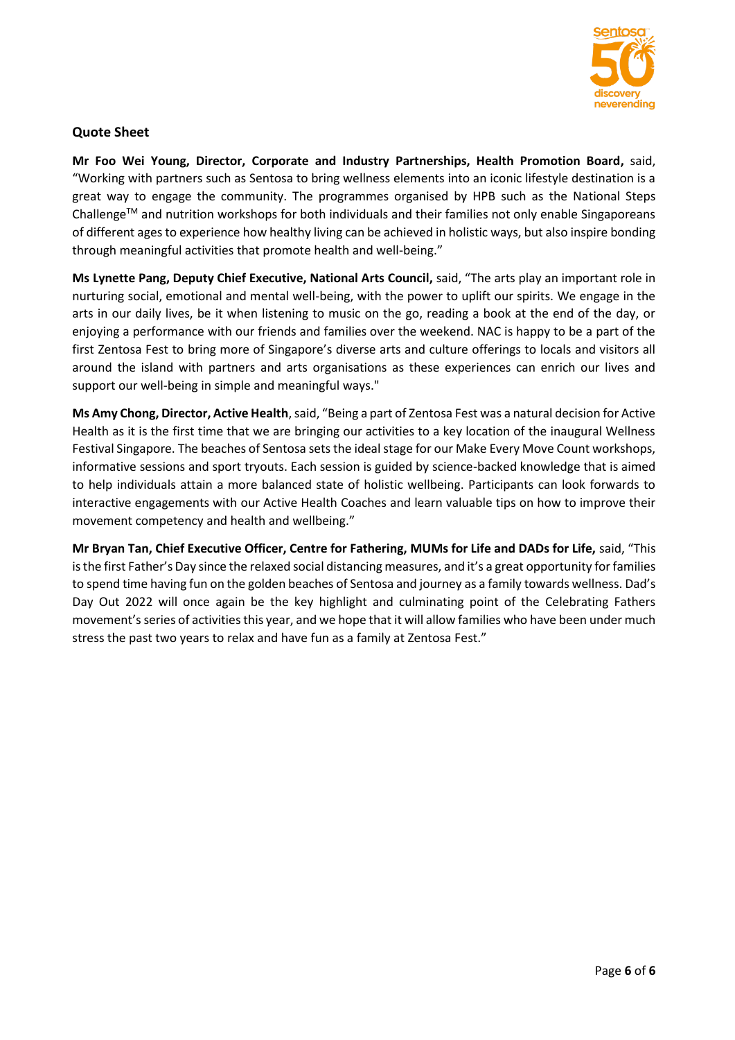## Quote Sheet

**Mr Foo Wei Young, Director, Corporate and Industry Partnerships, Health Promotion Board,** said, "Working with partners such as Sentosa to bring wellness elements into an iconic lifestyle destination is a great way to engage the community. The programmes organised by HPB such as the National Steps Challenge™ and nutrition workshops for both individuals and their families not only enable Singaporeans of different ages to experience how healthy living can be achieved in holistic ways, but also inspire bonding through meaningful activities that promote health and well-being."

**Ms Lynette Pang, Deputy Chief Executive, National Arts Council,** said, "The arts play an important role in nurturing social, emotional and mental well-being, with the power to uplift our spirits. We engage in the arts in our daily lives, be it when listening to music on the go, reading a book at the end of the day, or enjoying a performance with our friends and families over the weekend. NAC is happy to be a part of the first Zentosa Fest to bring more of Singapore's diverse arts and culture offerings to locals and visitors all around the island with partners and arts organisations as these experiences can enrich our lives and support our well-being in simple and meaningful ways."

**Ms Amy Chong, Director, Active Health**, said, "Being a part of Zentosa Fest was a natural decision for Active Health as it is the first time that we are bringing our activities to a key location of the inaugural Wellness Festival Singapore. The beaches of Sentosa sets the ideal stage for our Make Every Move Count workshops, informative sessions and sport tryouts. Each session is guided by science-backed knowledge that is aimed to help individuals attain a more balanced state of holistic wellbeing. Participants can look forwards to interactive engagements with our Active Health Coaches and learn valuable tips on how to improve their movement competency and health and wellbeing."

**Mr Bryan Tan, Chief Executive Officer, Centre for Fathering, MUMs for Life and DADs for Life,** said, "This is the first Father's Day since the relaxed social distancing measures, and it's a great opportunity for families to spend time having fun on the golden beaches of Sentosa and journey as a family towards wellness. Dad's Day Out 2022 will once again be the key highlight and culminating point of the Celebrating Fathers movement's series of activities this year, and we hope that it will allow families who have been under much stress the past two years to relax and have fun as a family at Zentosa Fest."